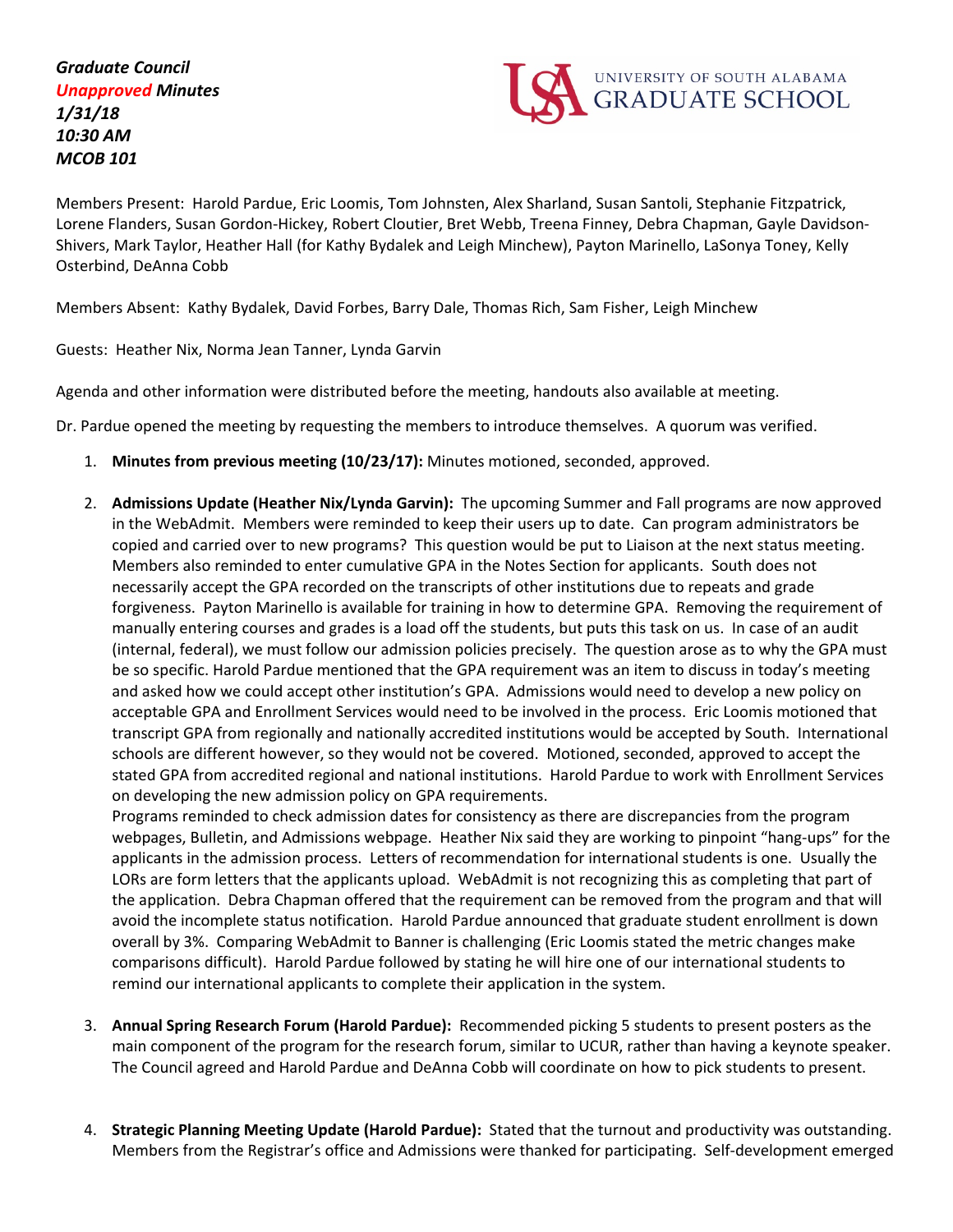***Graduate Council***
***Unapproved Minutes***
***1/31/18***
***10:30 AM***
***MCOB 101***

UNIVERSITY OF SOUTH ALABAMA
GRADUATE SCHOOL

Members Present: Harold Pardue, Eric Loomis, Tom Johnsten, Alex Sharland, Susan Santoli, Stephanie Fitzpatrick, Lorene Flanders, Susan Gordon-Hickey, Robert Cloutier, Bret Webb, Treena Finney, Debra Chapman, Gayle Davidson-Shivers, Mark Taylor, Heather Hall (for Kathy Bydalek and Leigh Minchew), Payton Marinello, LaSonya Toney, Kelly Osterbind, DeAnna Cobb

Members Absent: Kathy Bydalek, David Forbes, Barry Dale, Thomas Rich, Sam Fisher, Leigh Minchew

Guests: Heather Nix, Norma Jean Tanner, Lynda Garvin

Agenda and other information were distributed before the meeting, handouts also available at meeting.

Dr. Pardue opened the meeting by requesting the members to introduce themselves. A quorum was verified.

1. **Minutes from previous meeting (10/23/17):** Minutes motioned, seconded, approved.

2. **Admissions Update (Heather Nix/Lynda Garvin):** The upcoming Summer and Fall programs are now approved in the WebAdmit. Members were reminded to keep their users up to date. Can program administrators be copied and carried over to new programs? This question would be put to Liaison at the next status meeting. Members also reminded to enter cumulative GPA in the Notes Section for applicants. South does not necessarily accept the GPA recorded on the transcripts of other institutions due to repeats and grade forgiveness. Payton Marinello is available for training in how to determine GPA. Removing the requirement of manually entering courses and grades is a load off the students, but puts this task on us. In case of an audit (internal, federal), we must follow our admission policies precisely. The question arose as to why the GPA must be so specific. Harold Pardue mentioned that the GPA requirement was an item to discuss in today's meeting and asked how we could accept other institution's GPA. Admissions would need to develop a new policy on acceptable GPA and Enrollment Services would need to be involved in the process. Eric Loomis motioned that transcript GPA from regionally and nationally accredited institutions would be accepted by South. International schools are different however, so they would not be covered. Motioned, seconded, approved to accept the stated GPA from accredited regional and national institutions. Harold Pardue to work with Enrollment Services on developing the new admission policy on GPA requirements.
   Programs reminded to check admission dates for consistency as there are discrepancies from the program webpages, Bulletin, and Admissions webpage. Heather Nix said they are working to pinpoint "hang-ups" for the applicants in the admission process. Letters of recommendation for international students is one. Usually the LORs are form letters that the applicants upload. WebAdmit is not recognizing this as completing that part of the application. Debra Chapman offered that the requirement can be removed from the program and that will avoid the incomplete status notification. Harold Pardue announced that graduate student enrollment is down overall by 3%. Comparing WebAdmit to Banner is challenging (Eric Loomis stated the metric changes make comparisons difficult). Harold Pardue followed by stating he will hire one of our international students to remind our international applicants to complete their application in the system.

3. **Annual Spring Research Forum (Harold Pardue):** Recommended picking 5 students to present posters as the main component of the program for the research forum, similar to UCUR, rather than having a keynote speaker. The Council agreed and Harold Pardue and DeAnna Cobb will coordinate on how to pick students to present.

4. **Strategic Planning Meeting Update (Harold Pardue):** Stated that the turnout and productivity was outstanding. Members from the Registrar's office and Admissions were thanked for participating. Self-development emerged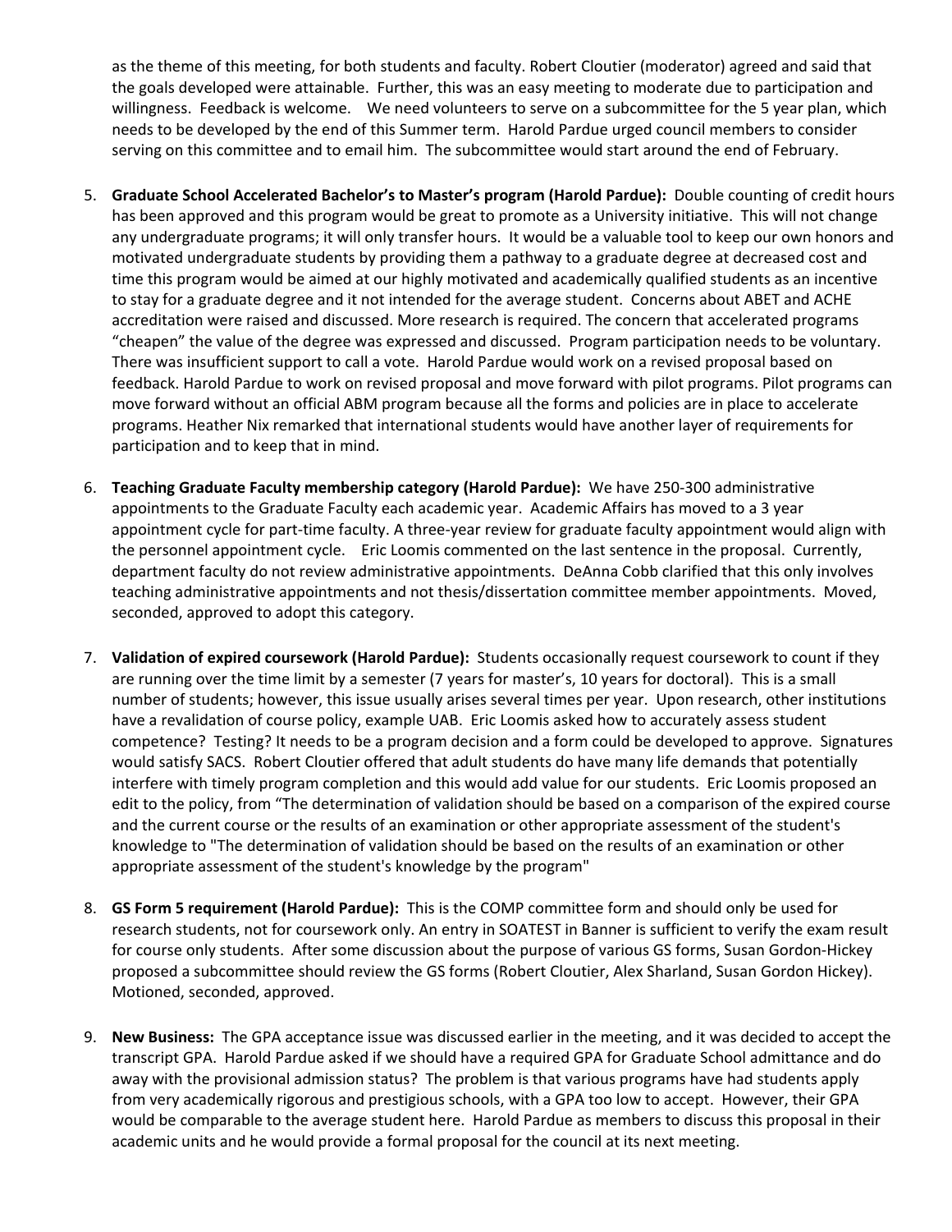as the theme of this meeting, for both students and faculty. Robert Cloutier (moderator) agreed and said that the goals developed were attainable. Further, this was an easy meeting to moderate due to participation and willingness. Feedback is welcome. We need volunteers to serve on a subcommittee for the 5 year plan, which needs to be developed by the end of this Summer term. Harold Pardue urged council members to consider serving on this committee and to email him. The subcommittee would start around the end of February.

5. **Graduate School Accelerated Bachelor's to Master's program (Harold Pardue):** Double counting of credit hours has been approved and this program would be great to promote as a University initiative. This will not change any undergraduate programs; it will only transfer hours. It would be a valuable tool to keep our own honors and motivated undergraduate students by providing them a pathway to a graduate degree at decreased cost and time this program would be aimed at our highly motivated and academically qualified students as an incentive to stay for a graduate degree and it not intended for the average student. Concerns about ABET and ACHE accreditation were raised and discussed. More research is required. The concern that accelerated programs "cheapen" the value of the degree was expressed and discussed. Program participation needs to be voluntary. There was insufficient support to call a vote. Harold Pardue would work on a revised proposal based on feedback. Harold Pardue to work on revised proposal and move forward with pilot programs. Pilot programs can move forward without an official ABM program because all the forms and policies are in place to accelerate programs. Heather Nix remarked that international students would have another layer of requirements for participation and to keep that in mind.

6. **Teaching Graduate Faculty membership category (Harold Pardue):** We have 250-300 administrative appointments to the Graduate Faculty each academic year. Academic Affairs has moved to a 3 year appointment cycle for part-time faculty. A three-year review for graduate faculty appointment would align with the personnel appointment cycle. Eric Loomis commented on the last sentence in the proposal. Currently, department faculty do not review administrative appointments. DeAnna Cobb clarified that this only involves teaching administrative appointments and not thesis/dissertation committee member appointments. Moved, seconded, approved to adopt this category.

7. **Validation of expired coursework (Harold Pardue):** Students occasionally request coursework to count if they are running over the time limit by a semester (7 years for master's, 10 years for doctoral). This is a small number of students; however, this issue usually arises several times per year. Upon research, other institutions have a revalidation of course policy, example UAB. Eric Loomis asked how to accurately assess student competence? Testing? It needs to be a program decision and a form could be developed to approve. Signatures would satisfy SACS. Robert Cloutier offered that adult students do have many life demands that potentially interfere with timely program completion and this would add value for our students. Eric Loomis proposed an edit to the policy, from "The determination of validation should be based on a comparison of the expired course and the current course or the results of an examination or other appropriate assessment of the student's knowledge to "The determination of validation should be based on the results of an examination or other appropriate assessment of the student's knowledge by the program"

8. **GS Form 5 requirement (Harold Pardue):** This is the COMP committee form and should only be used for research students, not for coursework only. An entry in SOATEST in Banner is sufficient to verify the exam result for course only students. After some discussion about the purpose of various GS forms, Susan Gordon-Hickey proposed a subcommittee should review the GS forms (Robert Cloutier, Alex Sharland, Susan Gordon Hickey). Motioned, seconded, approved.

9. **New Business:** The GPA acceptance issue was discussed earlier in the meeting, and it was decided to accept the transcript GPA. Harold Pardue asked if we should have a required GPA for Graduate School admittance and do away with the provisional admission status? The problem is that various programs have had students apply from very academically rigorous and prestigious schools, with a GPA too low to accept. However, their GPA would be comparable to the average student here. Harold Pardue as members to discuss this proposal in their academic units and he would provide a formal proposal for the council at its next meeting.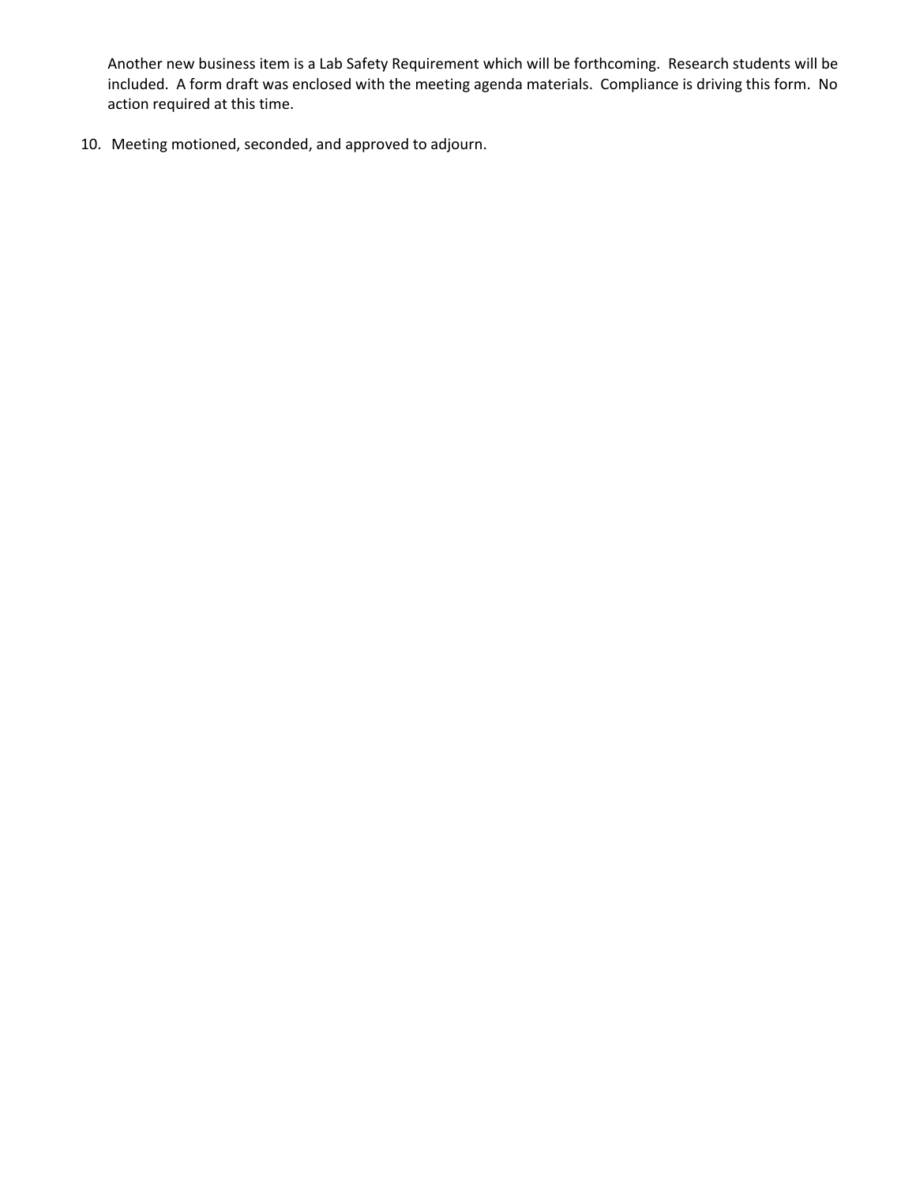Another new business item is a Lab Safety Requirement which will be forthcoming. Research students will be included. A form draft was enclosed with the meeting agenda materials. Compliance is driving this form. No action required at this time.

10. Meeting motioned, seconded, and approved to adjourn.